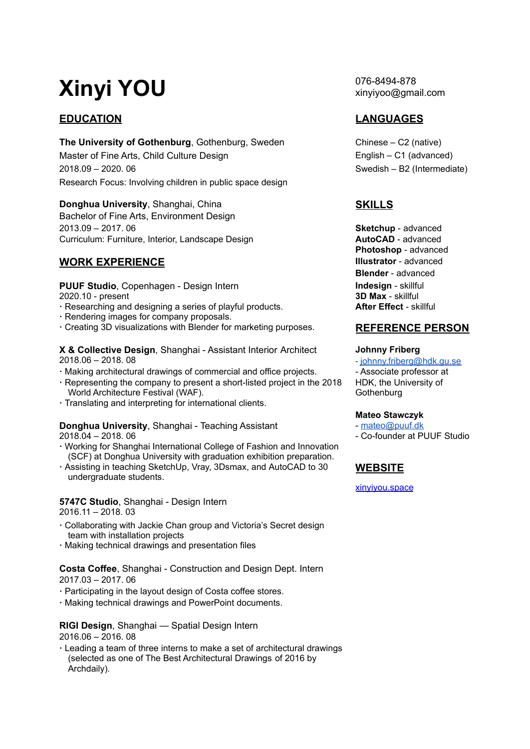# Xinyi YOU

076-8494-878
xinyiyoo@gmail.com

## EDUCATION

**The University of Gothenburg**, Gothenburg, Sweden
Master of Fine Arts, Child Culture Design
2018.09 – 2020. 06
Research Focus: Involving children in public space design

**Donghua University**, Shanghai, China
Bachelor of Fine Arts, Environment Design
2013.09 – 2017. 06
Curriculum: Furniture, Interior, Landscape Design

## WORK EXPERIENCE

**PUUF Studio**, Copenhagen - Design Intern
2020.10 - present
- Researching and designing a series of playful products.
- Rendering images for company proposals.
- Creating 3D visualizations with Blender for marketing purposes.

**X & Collective Design**, Shanghai - Assistant Interior Architect
2018.06 – 2018. 08
- Making architectural drawings of commercial and office projects.
- Representing the company to present a short-listed project in the 2018 World Architecture Festival (WAF).
- Translating and interpreting for international clients.

**Donghua University**, Shanghai - Teaching Assistant
2018.04 – 2018. 06
- Working for Shanghai International College of Fashion and Innovation (SCF) at Donghua University with graduation exhibition preparation.
- Assisting in teaching SketchUp, Vray, 3Dsmax, and AutoCAD to 30 undergraduate students.

**5747C Studio**, Shanghai - Design Intern
2016.11 – 2018. 03
- Collaborating with Jackie Chan group and Victoria's Secret design team with installation projects
- Making technical drawings and presentation files

**Costa Coffee**, Shanghai - Construction and Design Dept. Intern
2017.03 – 2017. 06
- Participating in the layout design of Costa coffee stores.
- Making technical drawings and PowerPoint documents.

**RIGI Design**, Shanghai — Spatial Design Intern
2016.06 – 2016. 08
- Leading a team of three interns to make a set of architectural drawings (selected as one of The Best Architectural Drawings of 2016 by Archdaily).

## LANGUAGES

Chinese – C2 (native)
English – C1 (advanced)
Swedish – B2 (Intermediate)

## SKILLS

**Sketchup** - advanced
**AutoCAD** - advanced
**Photoshop** - advanced
**Illustrator** - advanced
**Blender** - advanced
**Indesign** - skillful
**3D Max** - skillful
**After Effect** - skillful

## REFERENCE PERSON

**Johnny Friberg**
- johnny.friberg@hdk.gu.se
- Associate professor at HDK, the University of Gothenburg

**Mateo Stawczyk**
- mateo@puuf.dk
- Co-founder at PUUF Studio

## WEBSITE

xinyiyou.space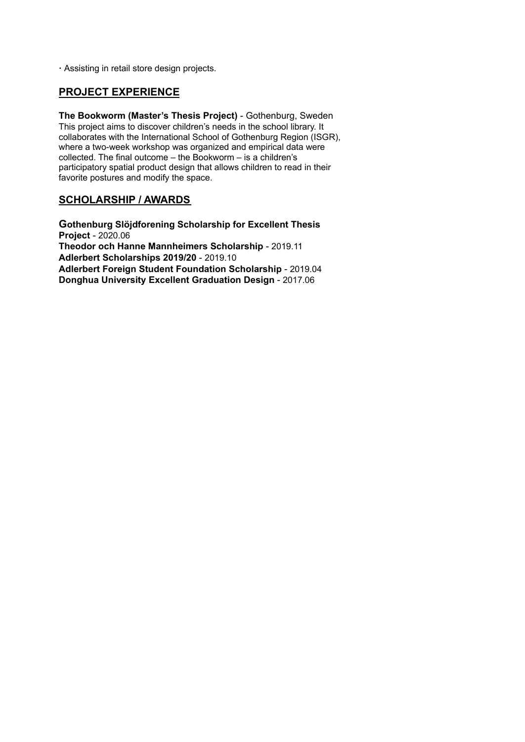· Assisting in retail store design projects.

## PROJECT EXPERIENCE

**The Bookworm (Master's Thesis Project)** - Gothenburg, Sweden
This project aims to discover children's needs in the school library. It collaborates with the International School of Gothenburg Region (ISGR), where a two-week workshop was organized and empirical data were collected. The final outcome – the Bookworm – is a children's participatory spatial product design that allows children to read in their favorite postures and modify the space.

## SCHOLARSHIP / AWARDS

**Gothenburg Slöjdforening Scholarship for Excellent Thesis Project** - 2020.06
**Theodor och Hanne Mannheimers Scholarship** - 2019.11
**Adlerbert Scholarships 2019/20** - 2019.10
**Adlerbert Foreign Student Foundation Scholarship** - 2019.04
**Donghua University Excellent Graduation Design** - 2017.06